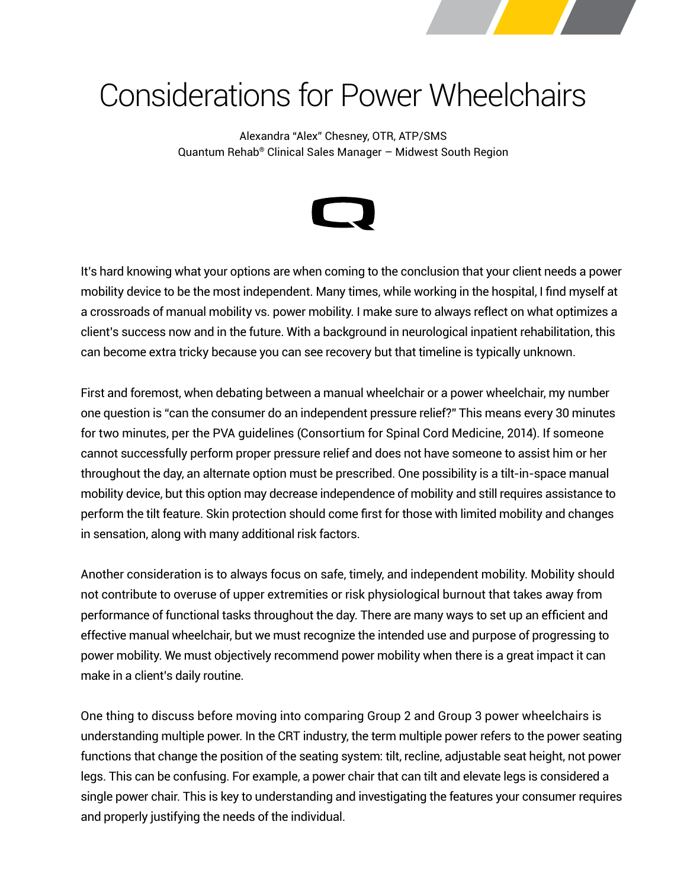# Considerations for Power Wheelchairs

Alexandra "Alex" Chesney, OTR, ATP/SMS
Quantum Rehab® Clinical Sales Manager – Midwest South Region

It's hard knowing what your options are when coming to the conclusion that your client needs a power mobility device to be the most independent. Many times, while working in the hospital, I find myself at a crossroads of manual mobility vs. power mobility. I make sure to always reflect on what optimizes a client's success now and in the future. With a background in neurological inpatient rehabilitation, this can become extra tricky because you can see recovery but that timeline is typically unknown.

First and foremost, when debating between a manual wheelchair or a power wheelchair, my number one question is "can the consumer do an independent pressure relief?" This means every 30 minutes for two minutes, per the PVA guidelines (Consortium for Spinal Cord Medicine, 2014). If someone cannot successfully perform proper pressure relief and does not have someone to assist him or her throughout the day, an alternate option must be prescribed. One possibility is a tilt-in-space manual mobility device, but this option may decrease independence of mobility and still requires assistance to perform the tilt feature. Skin protection should come first for those with limited mobility and changes in sensation, along with many additional risk factors.

Another consideration is to always focus on safe, timely, and independent mobility. Mobility should not contribute to overuse of upper extremities or risk physiological burnout that takes away from performance of functional tasks throughout the day. There are many ways to set up an efficient and effective manual wheelchair, but we must recognize the intended use and purpose of progressing to power mobility. We must objectively recommend power mobility when there is a great impact it can make in a client's daily routine.

One thing to discuss before moving into comparing Group 2 and Group 3 power wheelchairs is understanding multiple power. In the CRT industry, the term multiple power refers to the power seating functions that change the position of the seating system: tilt, recline, adjustable seat height, not power legs. This can be confusing. For example, a power chair that can tilt and elevate legs is considered a single power chair. This is key to understanding and investigating the features your consumer requires and properly justifying the needs of the individual.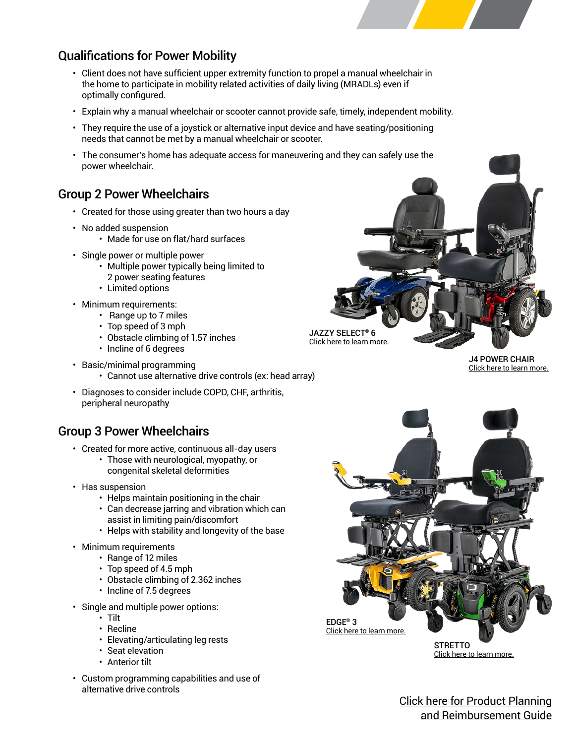## Qualifications for Power Mobility

- Client does not have sufficient upper extremity function to propel a manual wheelchair in the home to participate in mobility related activities of daily living (MRADLs) even if optimally configured.
- Explain why a manual wheelchair or scooter cannot provide safe, timely, independent mobility.
- They require the use of a joystick or alternative input device and have seating/positioning needs that cannot be met by a manual wheelchair or scooter.
- The consumer's home has adequate access for maneuvering and they can safely use the power wheelchair.

## Group 2 Power Wheelchairs

- Created for those using greater than two hours a day
- No added suspension
  - Made for use on flat/hard surfaces
- Single power or multiple power
  - Multiple power typically being limited to 2 power seating features
  - Limited options
- Minimum requirements:
  - Range up to 7 miles
  - Top speed of 3 mph
  - Obstacle climbing of 1.57 inches
  - Incline of 6 degrees
- Basic/minimal programming
  - Cannot use alternative drive controls (ex: head array)
- Diagnoses to consider include COPD, CHF, arthritis, peripheral neuropathy

JAZZY SELECT® 6
Click here to learn more.

J4 POWER CHAIR
Click here to learn more.

## Group 3 Power Wheelchairs

- Created for more active, continuous all-day users
  - Those with neurological, myopathy, or congenital skeletal deformities
- Has suspension
  - Helps maintain positioning in the chair
  - Can decrease jarring and vibration which can assist in limiting pain/discomfort
  - Helps with stability and longevity of the base
- Minimum requirements
  - Range of 12 miles
  - Top speed of 4.5 mph
  - Obstacle climbing of 2.362 inches
  - Incline of 7.5 degrees
- Single and multiple power options:
  - Tilt
  - Recline
  - Elevating/articulating leg rests
  - Seat elevation
  - Anterior tilt
- Custom programming capabilities and use of alternative drive controls

EDGE® 3
Click here to learn more.

STRETTO
Click here to learn more.

Click here for Product Planning and Reimbursement Guide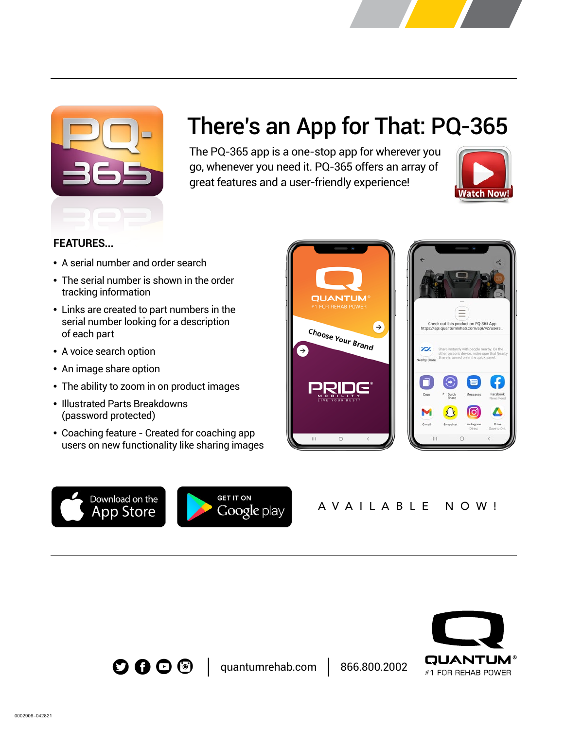# There's an App for That: PQ-365

The PQ-365 app is a one-stop app for wherever you go, whenever you need it. PQ-365 offers an array of great features and a user-friendly experience!

Watch Now!

**FEATURES...**

- A serial number and order search
- The serial number is shown in the order tracking information
- Links are created to part numbers in the serial number looking for a description of each part
- A voice search option
- An image share option
- The ability to zoom in on product images
- Illustrated Parts Breakdowns (password protected)
- Coaching feature - Created for coaching app users on new functionality like sharing images

Download on the App Store

GET IT ON Google play

AVAILABLE NOW!

quantumrehab.com | 866.800.2002

QUANTUM®
#1 FOR REHAB POWER

0002906–042821